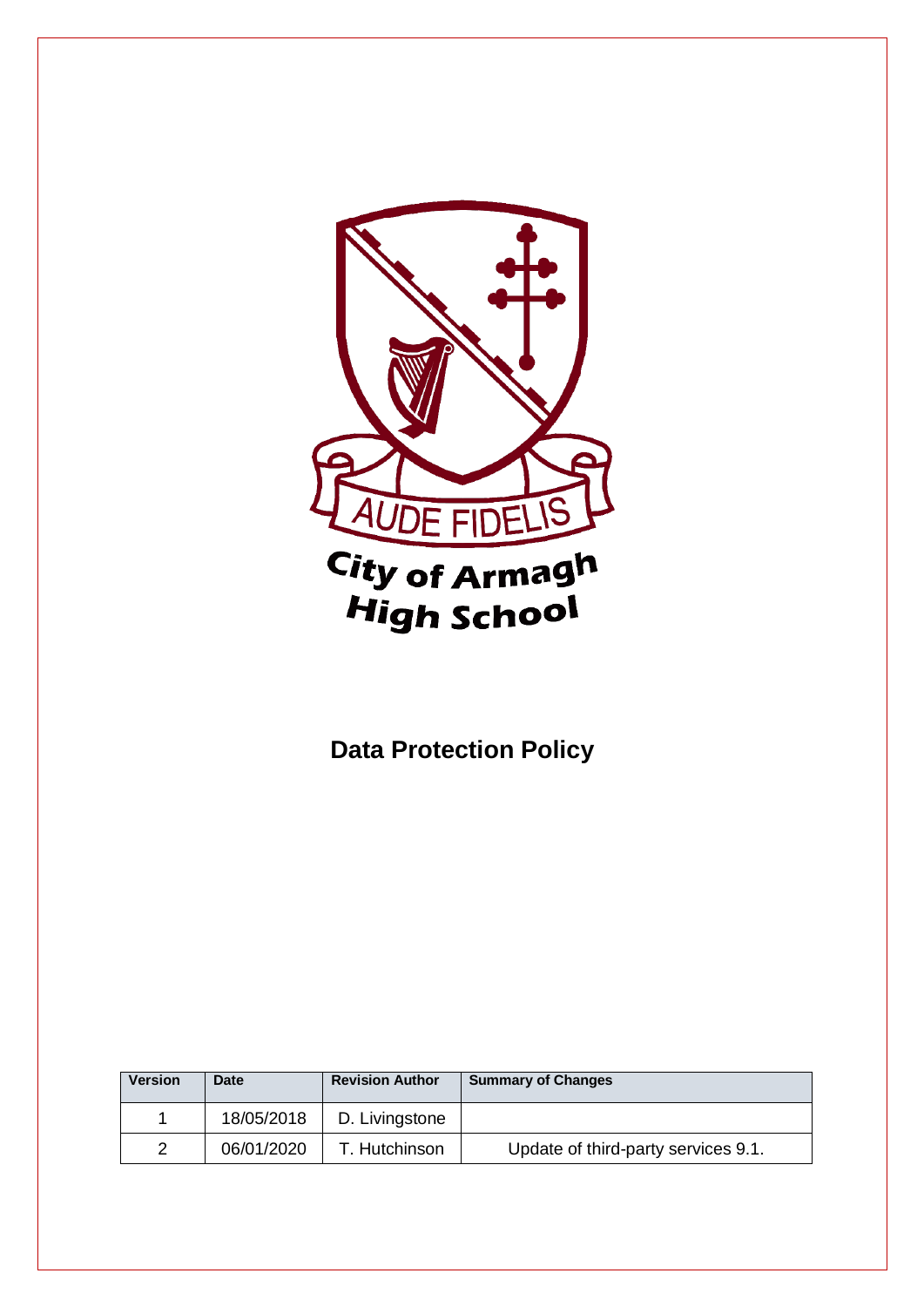AUDE FIDELIS

City of Armagh High School

# Data Protection Policy

| Version | Date | Revision Author | Summary of Changes |
|---|---|---|---|
| 1 | 18/05/2018 | D. Livingstone | |
| 2 | 06/01/2020 | T. Hutchinson | Update of third-party services 9.1. |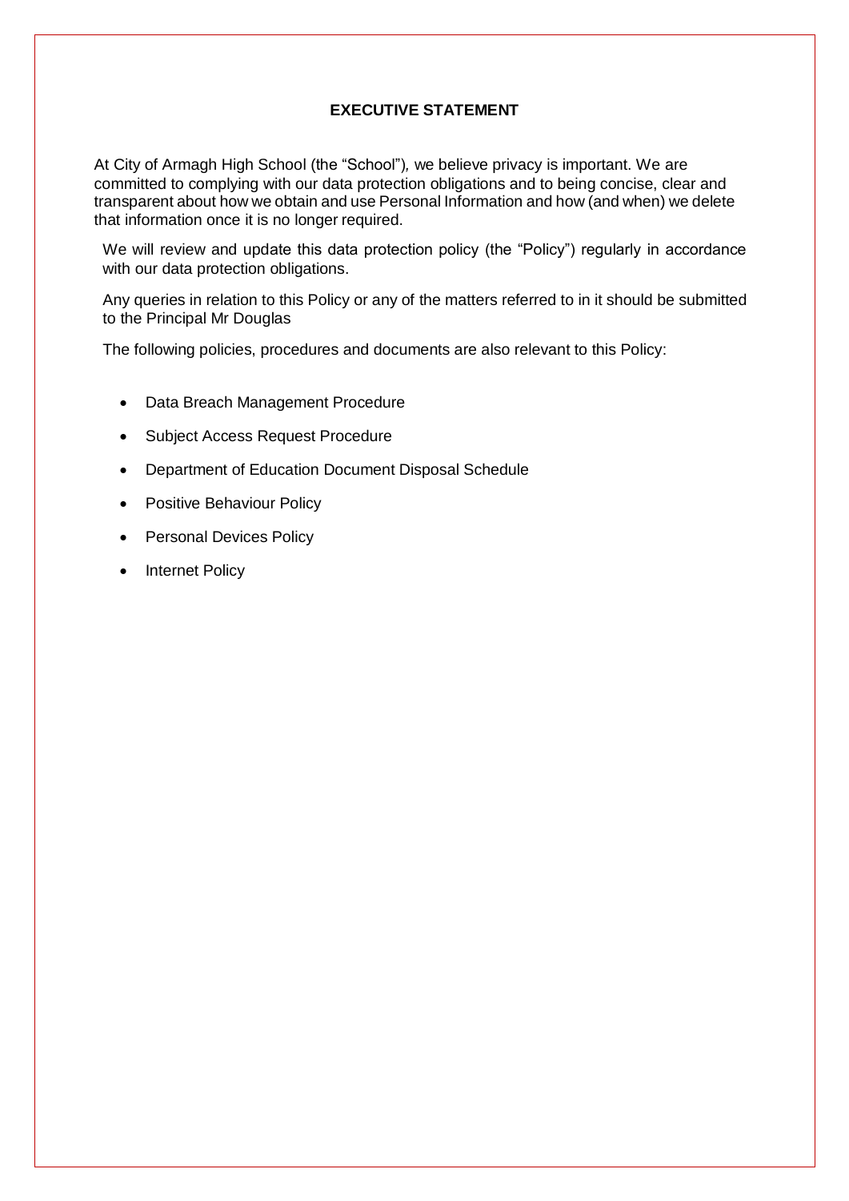## EXECUTIVE STATEMENT

At City of Armagh High School (the "School"), we believe privacy is important. We are committed to complying with our data protection obligations and to being concise, clear and transparent about how we obtain and use Personal Information and how (and when) we delete that information once it is no longer required.

We will review and update this data protection policy (the "Policy") regularly in accordance with our data protection obligations.

Any queries in relation to this Policy or any of the matters referred to in it should be submitted to the Principal Mr Douglas

The following policies, procedures and documents are also relevant to this Policy:

- Data Breach Management Procedure
- Subject Access Request Procedure
- Department of Education Document Disposal Schedule
- Positive Behaviour Policy
- Personal Devices Policy
- Internet Policy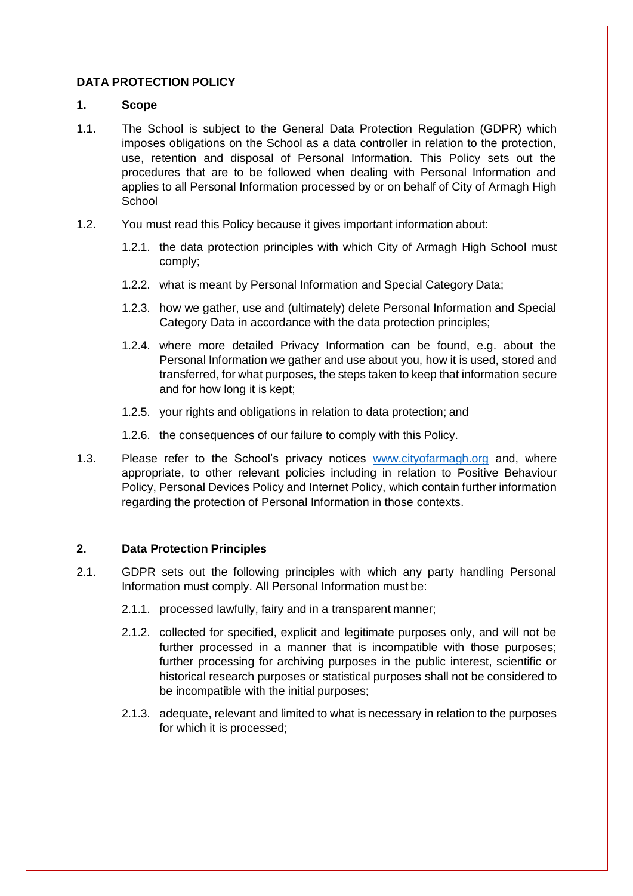**DATA PROTECTION POLICY**

**1. Scope**

1.1. The School is subject to the General Data Protection Regulation (GDPR) which imposes obligations on the School as a data controller in relation to the protection, use, retention and disposal of Personal Information. This Policy sets out the procedures that are to be followed when dealing with Personal Information and applies to all Personal Information processed by or on behalf of City of Armagh High School

1.2. You must read this Policy because it gives important information about:

1.2.1. the data protection principles with which City of Armagh High School must comply;

1.2.2. what is meant by Personal Information and Special Category Data;

1.2.3. how we gather, use and (ultimately) delete Personal Information and Special Category Data in accordance with the data protection principles;

1.2.4. where more detailed Privacy Information can be found, e.g. about the Personal Information we gather and use about you, how it is used, stored and transferred, for what purposes, the steps taken to keep that information secure and for how long it is kept;

1.2.5. your rights and obligations in relation to data protection; and

1.2.6. the consequences of our failure to comply with this Policy.

1.3. Please refer to the School's privacy notices [www.cityofarmagh.org](http://www.cityofarmagh.org) and, where appropriate, to other relevant policies including in relation to Positive Behaviour Policy, Personal Devices Policy and Internet Policy, which contain further information regarding the protection of Personal Information in those contexts.

**2. Data Protection Principles**

2.1. GDPR sets out the following principles with which any party handling Personal Information must comply. All Personal Information must be:

2.1.1. processed lawfully, fairy and in a transparent manner;

2.1.2. collected for specified, explicit and legitimate purposes only, and will not be further processed in a manner that is incompatible with those purposes; further processing for archiving purposes in the public interest, scientific or historical research purposes or statistical purposes shall not be considered to be incompatible with the initial purposes;

2.1.3. adequate, relevant and limited to what is necessary in relation to the purposes for which it is processed;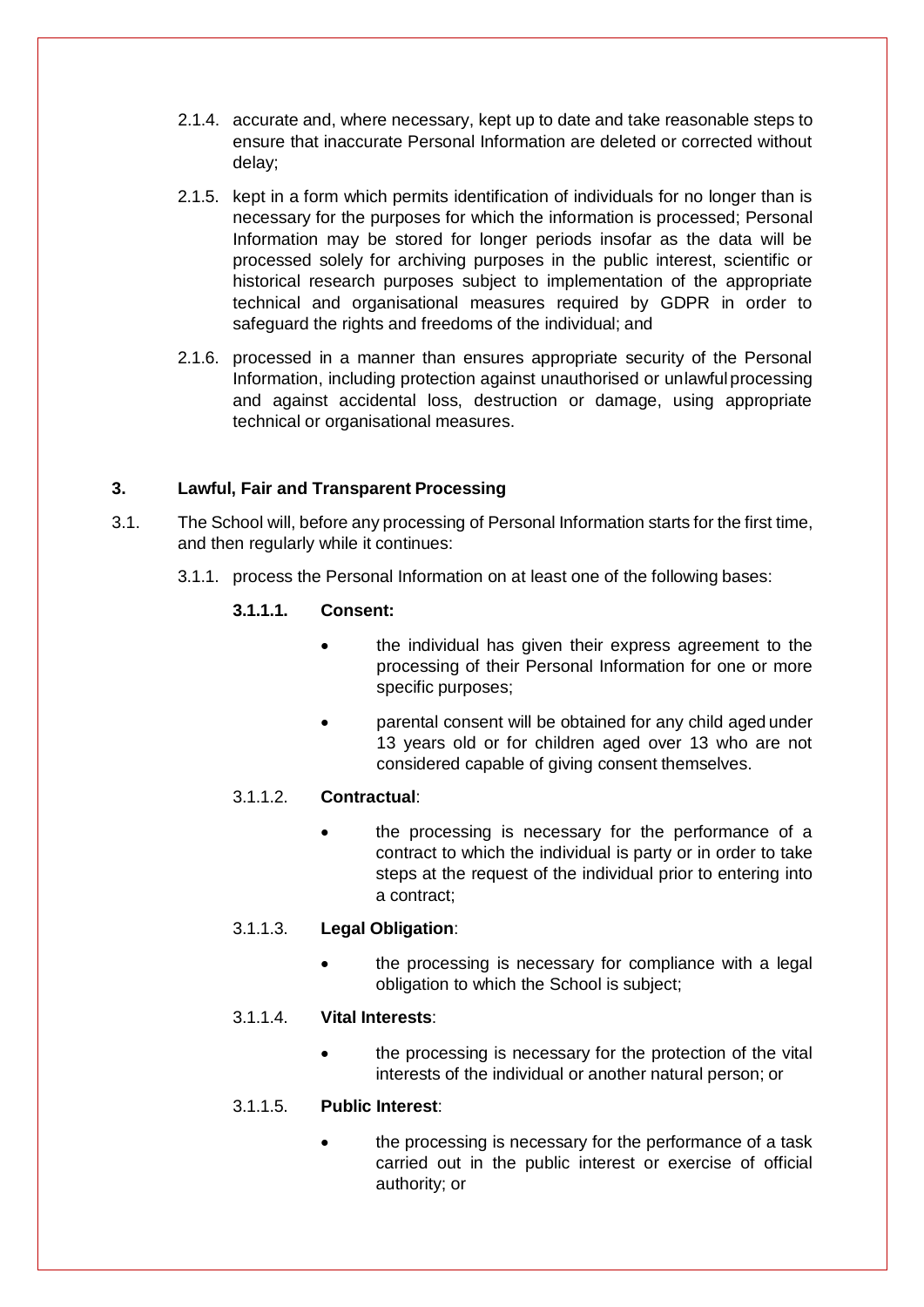2.1.4. accurate and, where necessary, kept up to date and take reasonable steps to ensure that inaccurate Personal Information are deleted or corrected without delay;

2.1.5. kept in a form which permits identification of individuals for no longer than is necessary for the purposes for which the information is processed; Personal Information may be stored for longer periods insofar as the data will be processed solely for archiving purposes in the public interest, scientific or historical research purposes subject to implementation of the appropriate technical and organisational measures required by GDPR in order to safeguard the rights and freedoms of the individual; and

2.1.6. processed in a manner than ensures appropriate security of the Personal Information, including protection against unauthorised or unlawful processing and against accidental loss, destruction or damage, using appropriate technical or organisational measures.

## 3. Lawful, Fair and Transparent Processing

3.1. The School will, before any processing of Personal Information starts for the first time, and then regularly while it continues:

3.1.1. process the Personal Information on at least one of the following bases:

**3.1.1.1. Consent:**

- the individual has given their express agreement to the processing of their Personal Information for one or more specific purposes;
- parental consent will be obtained for any child aged under 13 years old or for children aged over 13 who are not considered capable of giving consent themselves.

3.1.1.2. **Contractual**:

- the processing is necessary for the performance of a contract to which the individual is party or in order to take steps at the request of the individual prior to entering into a contract;

3.1.1.3. **Legal Obligation**:

- the processing is necessary for compliance with a legal obligation to which the School is subject;

3.1.1.4. **Vital Interests**:

- the processing is necessary for the protection of the vital interests of the individual or another natural person; or

3.1.1.5. **Public Interest**:

- the processing is necessary for the performance of a task carried out in the public interest or exercise of official authority; or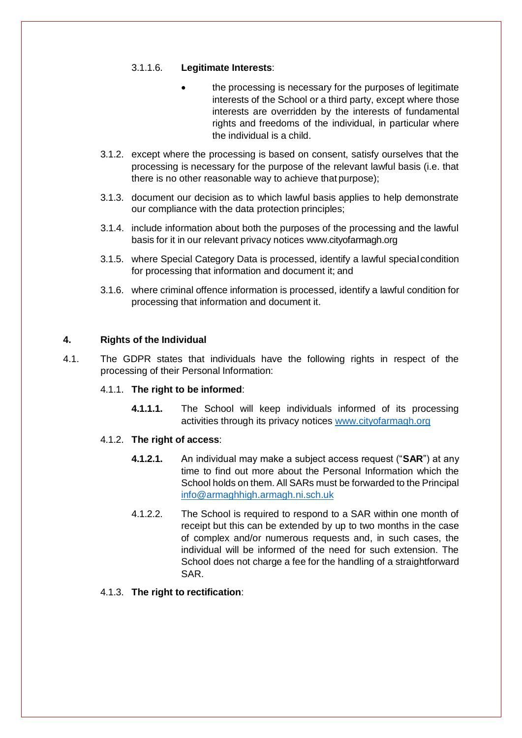3.1.1.6. **Legitimate Interests**:

- the processing is necessary for the purposes of legitimate interests of the School or a third party, except where those interests are overridden by the interests of fundamental rights and freedoms of the individual, in particular where the individual is a child.

3.1.2. except where the processing is based on consent, satisfy ourselves that the processing is necessary for the purpose of the relevant lawful basis (i.e. that there is no other reasonable way to achieve that purpose);

3.1.3. document our decision as to which lawful basis applies to help demonstrate our compliance with the data protection principles;

3.1.4. include information about both the purposes of the processing and the lawful basis for it in our relevant privacy notices www.cityofarmagh.org

3.1.5. where Special Category Data is processed, identify a lawful special condition for processing that information and document it; and

3.1.6. where criminal offence information is processed, identify a lawful condition for processing that information and document it.

## 4. Rights of the Individual

4.1. The GDPR states that individuals have the following rights in respect of the processing of their Personal Information:

4.1.1. **The right to be informed**:

**4.1.1.1.** The School will keep individuals informed of its processing activities through its privacy notices www.cityofarmagh.org

4.1.2. **The right of access**:

**4.1.2.1.** An individual may make a subject access request ("**SAR**") at any time to find out more about the Personal Information which the School holds on them. All SARs must be forwarded to the Principal info@armaghhigh.armagh.ni.sch.uk

4.1.2.2. The School is required to respond to a SAR within one month of receipt but this can be extended by up to two months in the case of complex and/or numerous requests and, in such cases, the individual will be informed of the need for such extension. The School does not charge a fee for the handling of a straightforward SAR.

4.1.3. **The right to rectification**: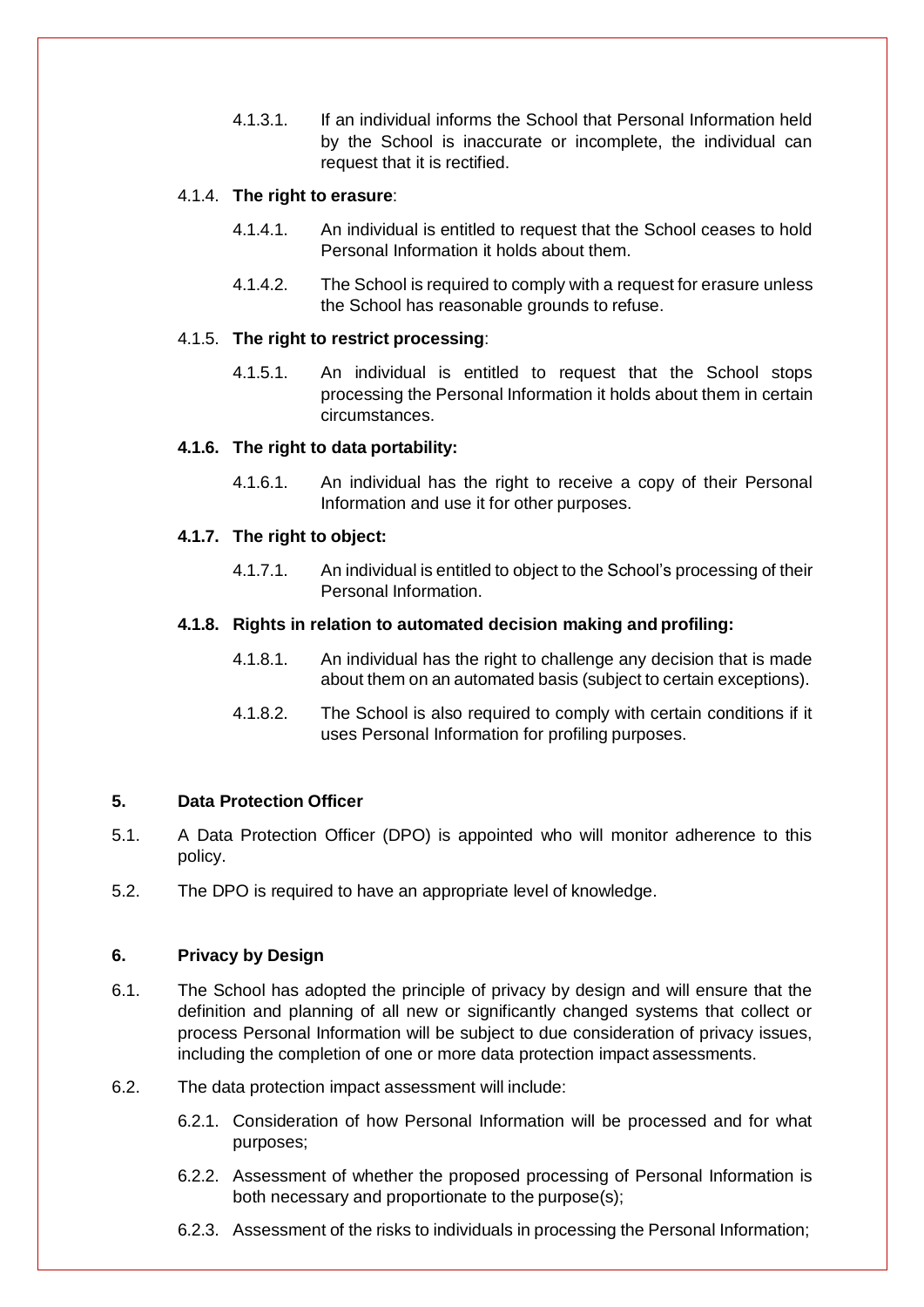4.1.3.1. If an individual informs the School that Personal Information held by the School is inaccurate or incomplete, the individual can request that it is rectified.

4.1.4. **The right to erasure**:

4.1.4.1. An individual is entitled to request that the School ceases to hold Personal Information it holds about them.

4.1.4.2. The School is required to comply with a request for erasure unless the School has reasonable grounds to refuse.

4.1.5. **The right to restrict processing**:

4.1.5.1. An individual is entitled to request that the School stops processing the Personal Information it holds about them in certain circumstances.

**4.1.6. The right to data portability:**

4.1.6.1. An individual has the right to receive a copy of their Personal Information and use it for other purposes.

**4.1.7. The right to object:**

4.1.7.1. An individual is entitled to object to the School's processing of their Personal Information.

**4.1.8. Rights in relation to automated decision making and profiling:**

4.1.8.1. An individual has the right to challenge any decision that is made about them on an automated basis (subject to certain exceptions).

4.1.8.2. The School is also required to comply with certain conditions if it uses Personal Information for profiling purposes.

## 5. Data Protection Officer

5.1. A Data Protection Officer (DPO) is appointed who will monitor adherence to this policy.

5.2. The DPO is required to have an appropriate level of knowledge.

## 6. Privacy by Design

6.1. The School has adopted the principle of privacy by design and will ensure that the definition and planning of all new or significantly changed systems that collect or process Personal Information will be subject to due consideration of privacy issues, including the completion of one or more data protection impact assessments.

6.2. The data protection impact assessment will include:

6.2.1. Consideration of how Personal Information will be processed and for what purposes;

6.2.2. Assessment of whether the proposed processing of Personal Information is both necessary and proportionate to the purpose(s);

6.2.3. Assessment of the risks to individuals in processing the Personal Information;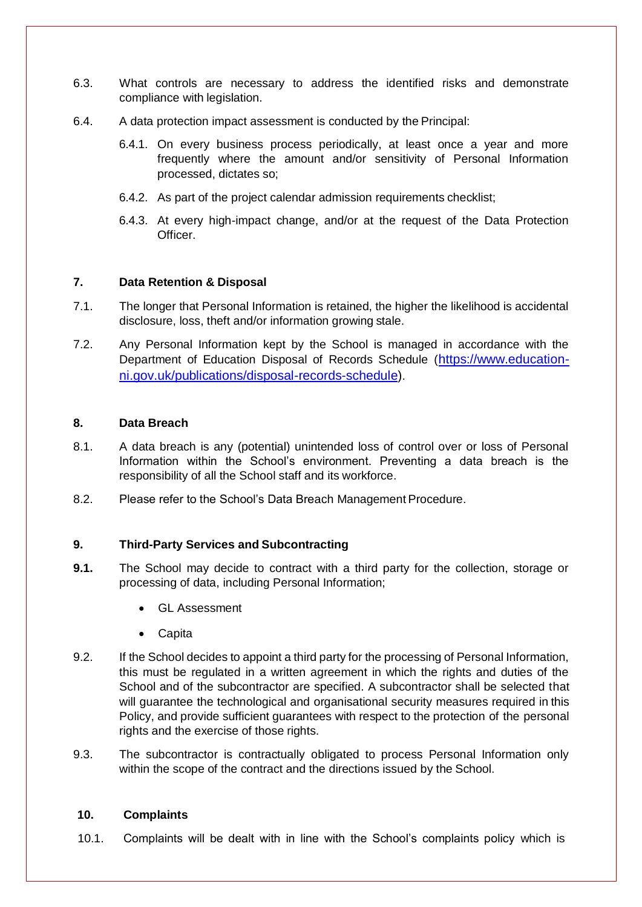6.3. What controls are necessary to address the identified risks and demonstrate compliance with legislation.

6.4. A data protection impact assessment is conducted by the Principal:

6.4.1. On every business process periodically, at least once a year and more frequently where the amount and/or sensitivity of Personal Information processed, dictates so;

6.4.2. As part of the project calendar admission requirements checklist;

6.4.3. At every high-impact change, and/or at the request of the Data Protection Officer.

## 7. Data Retention & Disposal

7.1. The longer that Personal Information is retained, the higher the likelihood is accidental disclosure, loss, theft and/or information growing stale.

7.2. Any Personal Information kept by the School is managed in accordance with the Department of Education Disposal of Records Schedule (https://www.education-ni.gov.uk/publications/disposal-records-schedule).

## 8. Data Breach

8.1. A data breach is any (potential) unintended loss of control over or loss of Personal Information within the School's environment. Preventing a data breach is the responsibility of all the School staff and its workforce.

8.2. Please refer to the School's Data Breach Management Procedure.

## 9. Third-Party Services and Subcontracting

**9.1.** The School may decide to contract with a third party for the collection, storage or processing of data, including Personal Information;

- GL Assessment
- Capita

9.2. If the School decides to appoint a third party for the processing of Personal Information, this must be regulated in a written agreement in which the rights and duties of the School and of the subcontractor are specified. A subcontractor shall be selected that will guarantee the technological and organisational security measures required in this Policy, and provide sufficient guarantees with respect to the protection of the personal rights and the exercise of those rights.

9.3. The subcontractor is contractually obligated to process Personal Information only within the scope of the contract and the directions issued by the School.

## 10. Complaints

10.1. Complaints will be dealt with in line with the School's complaints policy which is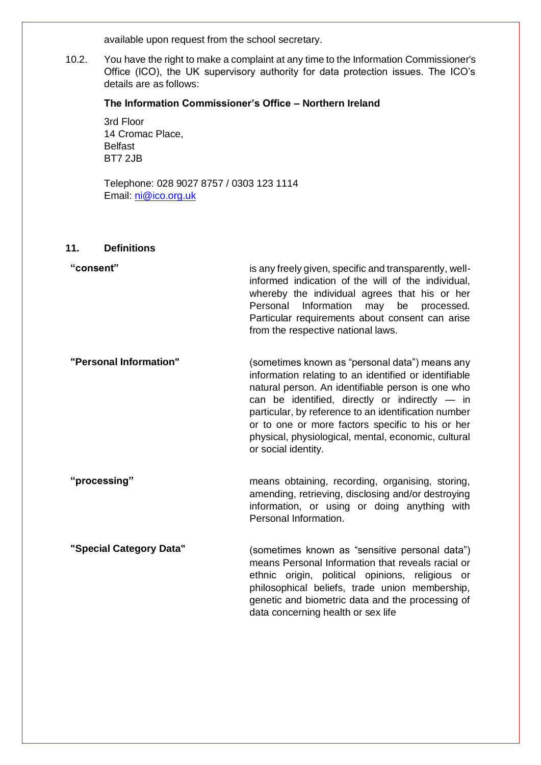available upon request from the school secretary.

10.2. You have the right to make a complaint at any time to the Information Commissioner's Office (ICO), the UK supervisory authority for data protection issues. The ICO's details are as follows:

**The Information Commissioner's Office – Northern Ireland**

3rd Floor
14 Cromac Place,
Belfast
BT7 2JB

Telephone: 028 9027 8757 / 0303 123 1114
Email: ni@ico.org.uk

## 11. Definitions

| | |
|---|---|
| **"consent"** | is any freely given, specific and transparently, well-informed indication of the will of the individual, whereby the individual agrees that his or her Personal Information may be processed. Particular requirements about consent can arise from the respective national laws. |
| **"Personal Information"** | (sometimes known as "personal data") means any information relating to an identified or identifiable natural person. An identifiable person is one who can be identified, directly or indirectly — in particular, by reference to an identification number or to one or more factors specific to his or her physical, physiological, mental, economic, cultural or social identity. |
| **"processing"** | means obtaining, recording, organising, storing, amending, retrieving, disclosing and/or destroying information, or using or doing anything with Personal Information. |
| **"Special Category Data"** | (sometimes known as "sensitive personal data") means Personal Information that reveals racial or ethnic origin, political opinions, religious or philosophical beliefs, trade union membership, genetic and biometric data and the processing of data concerning health or sex life |